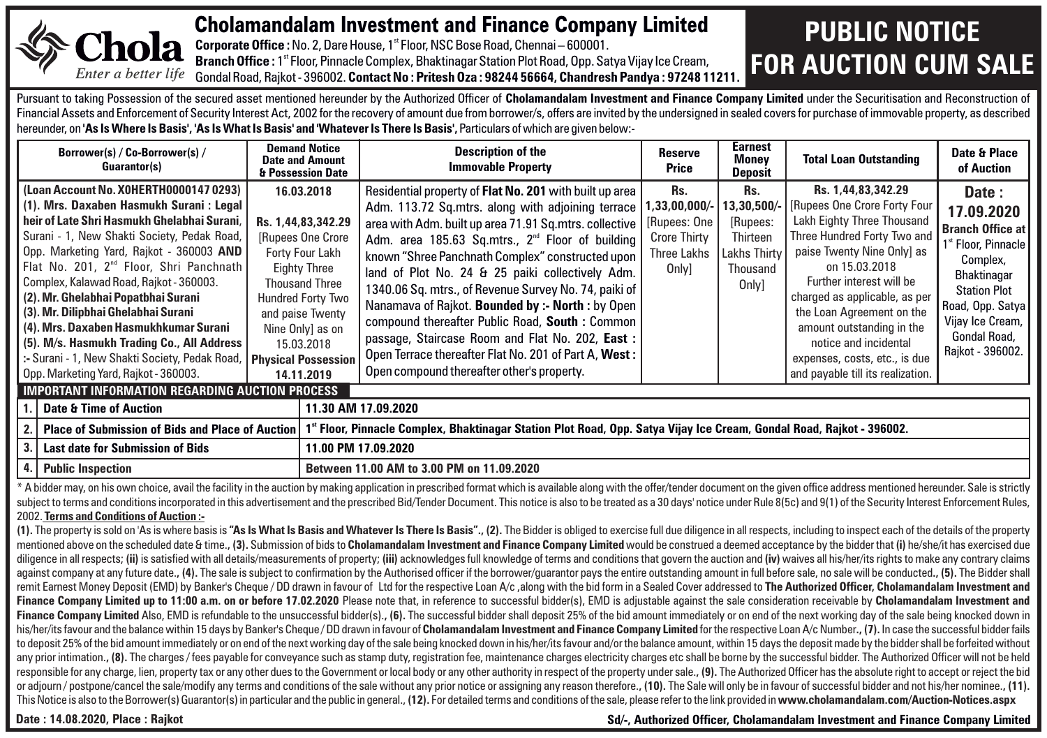# Cholamandalam Investment and Finance Company Limited

**Chola** *Enter a better life*

**Corporate Office :** No. 2, Dare House, 1st Floor, NSC Bose Road, Chennai – 600001.
**Branch Office :** 1st Floor, Pinnacle Complex, Bhaktinagar Station Plot Road, Opp. Satya Vijay Ice Cream, Gondal Road, Rajkot - 396002. **Contact No : Pritesh Oza : 98244 56664, Chandresh Pandya : 97248 11211.**

# PUBLIC NOTICE FOR AUCTION CUM SALE

Pursuant to taking Possession of the secured asset mentioned hereunder by the Authorized Officer of **Cholamandalam Investment and Finance Company Limited** under the Securitisation and Reconstruction of Financial Assets and Enforcement of Security Interest Act, 2002 for the recovery of amount due from borrower/s, offers are invited by the undersigned in sealed covers for purchase of immovable property, as described hereunder, on **'As Is Where Is Basis', 'As Is What Is Basis' and 'Whatever Is There Is Basis'**, Particulars of which are given below:-

| Borrower(s) / Co-Borrower(s) / Guarantor(s) | Demand Notice Date and Amount & Possession Date | Description of the Immovable Property | Reserve Price | Earnest Money Deposit | Total Loan Outstanding | Date & Place of Auction |
|---|---|---|---|---|---|---|
| **(Loan Account No. X0HERTH0000147 0293)** **(1). Mrs. Daxaben Hasmukh Surani : Legal heir of Late Shri Hasmukh Ghelabhai Surani**, Surani - 1, New Shakti Society, Pedak Road, Opp. Marketing Yard, Rajkot - 360003 **AND** Flat No. 201, 2nd Floor, Shri Panchnath Complex, Kalawad Road, Rajkot - 360003. **(2). Mr. Ghelabhai Popatbhai Surani** **(3). Mr. Dilipbhai Ghelabhai Surani** **(4). Mrs. Daxaben Hasmukhkumar Surani** **(5). M/s. Hasmukh Trading Co., All Address :-** Surani - 1, New Shakti Society, Pedak Road, Opp. Marketing Yard, Rajkot - 360003. | **16.03.2018** **Rs. 1,44,83,342.29** [Rupees One Crore Forty Four Lakh Eighty Three Thousand Three Hundred Forty Two and paise Twenty Nine Only] as on 15.03.2018 **Physical Possession 14.11.2019** | Residential property of **Flat No. 201** with built up area Adm. 113.72 Sq.mtrs. along with adjoining terrace area with Adm. built up area 71.91 Sq.mtrs. collective Adm. area 185.63 Sq.mtrs., 2nd Floor of building known "Shree Panchnath Complex" constructed upon land of Plot No. 24 & 25 paiki collectively Adm. 1340.06 Sq. mtrs., of Revenue Survey No. 74, paiki of Nanamava of Rajkot. **Bounded by :- North :** by Open compound thereafter Public Road, **South :** Common passage, Staircase Room and Flat No. 202, **East :** Open Terrace thereafter Flat No. 201 of Part A, **West :** Open compound thereafter other's property. | **Rs. 1,33,00,000/-** [Rupees: One Crore Thirty Three Lakhs Only] | **Rs. 13,30,500/-** [Rupees: Thirteen Lakhs Thirty Thousand Only] | **Rs. 1,44,83,342.29** [Rupees One Crore Forty Four Lakh Eighty Three Thousand Three Hundred Forty Two and paise Twenty Nine Only] as on 15.03.2018 Further interest will be charged as applicable, as per the Loan Agreement on the amount outstanding in the notice and incidental expenses, costs, etc., is due and payable till its realization. | **Date : 17.09.2020** **Branch Office at** 1st Floor, Pinnacle Complex, Bhaktinagar Station Plot Road, Opp. Satya Vijay Ice Cream, Gondal Road, Rajkot - 396002. |

**IMPORTANT INFORMATION REGARDING AUCTION PROCESS**

| | | |
|---|---|---|
| 1. | Date & Time of Auction | 11.30 AM 17.09.2020 |
| 2. | Place of Submission of Bids and Place of Auction | 1st Floor, Pinnacle Complex, Bhaktinagar Station Plot Road, Opp. Satya Vijay Ice Cream, Gondal Road, Rajkot - 396002. |
| 3. | Last date for Submission of Bids | 11.00 PM 17.09.2020 |
| 4. | Public Inspection | Between 11.00 AM to 3.00 PM on 11.09.2020 |

* A bidder may, on his own choice, avail the facility in the auction by making application in prescribed format which is available along with the offer/tender document on the given office address mentioned hereunder. Sale is strictly subject to terms and conditions incorporated in this advertisement and the prescribed Bid/Tender Document. This notice is also to be treated as a 30 days' notice under Rule 8(5c) and 9(1) of the Security Interest Enforcement Rules, 2002. **Terms and Conditions of Auction :-**

**(1).** The property is sold on 'As is where basis is **"As Is What Is Basis and Whatever Is There Is Basis"**., **(2).** The Bidder is obliged to exercise full due diligence in all respects, including to inspect each of the details of the property mentioned above on the scheduled date & time., **(3).** Submission of bids to **Cholamandalam Investment and Finance Company Limited** would be construed a deemed acceptance by the bidder that **(i)** he/she/it has exercised due diligence in all respects; **(ii)** is satisfied with all details/measurements of property; **(iii)** acknowledges full knowledge of terms and conditions that govern the auction and **(iv)** waives all his/her/its rights to make any contrary claims against company at any future date., **(4).** The sale is subject to confirmation by the Authorised officer if the borrower/guarantor pays the entire outstanding amount in full before sale, no sale will be conducted., **(5).** The Bidder shall remit Earnest Money Deposit (EMD) by Banker's Cheque / DD drawn in favour of Ltd for the respective Loan A/c ,along with the bid form in a Sealed Cover addressed to **The Authorized Officer, Cholamandalam Investment and Finance Company Limited up to 11:00 a.m. on or before 17.02.2020** Please note that, in reference to successful bidder(s), EMD is adjustable against the sale consideration receivable by **Cholamandalam Investment and Finance Company Limited** Also, EMD is refundable to the unsuccessful bidder(s)., **(6).** The successful bidder shall deposit 25% of the bid amount immediately or on end of the next working day of the sale being knocked down in his/her/its favour and the balance within 15 days by Banker's Cheque / DD drawn in favour of **Cholamandalam Investment and Finance Company Limited** for the respective Loan A/c Number., **(7).** In case the successful bidder fails to deposit 25% of the bid amount immediately or on end of the next working day of the sale being knocked down in his/her/its favour and/or the balance amount, within 15 days the deposit made by the bidder shall be forfeited without any prior intimation., **(8).** The charges / fees payable for conveyance such as stamp duty, registration fee, maintenance charges electricity charges etc shall be borne by the successful bidder. The Authorized Officer will not be held responsible for any charge, lien, property tax or any other dues to the Government or local body or any other authority in respect of the property under sale., **(9).** The Authorized Officer has the absolute right to accept or reject the bid or adjourn / postpone/cancel the sale/modify any terms and conditions of the sale without any prior notice or assigning any reason therefore., **(10).** The Sale will only be in favour of successful bidder and not his/her nominee., **(11).** This Notice is also to the Borrower(s) Guarantor(s) in particular and the public in general., **(12).** For detailed terms and conditions of the sale, please refer to the link provided in **www.cholamandalam.com/Auction-Notices.aspx**

**Date : 14.08.2020, Place : Rajkot**

**Sd/-, Authorized Officer, Cholamandalam Investment and Finance Company Limited**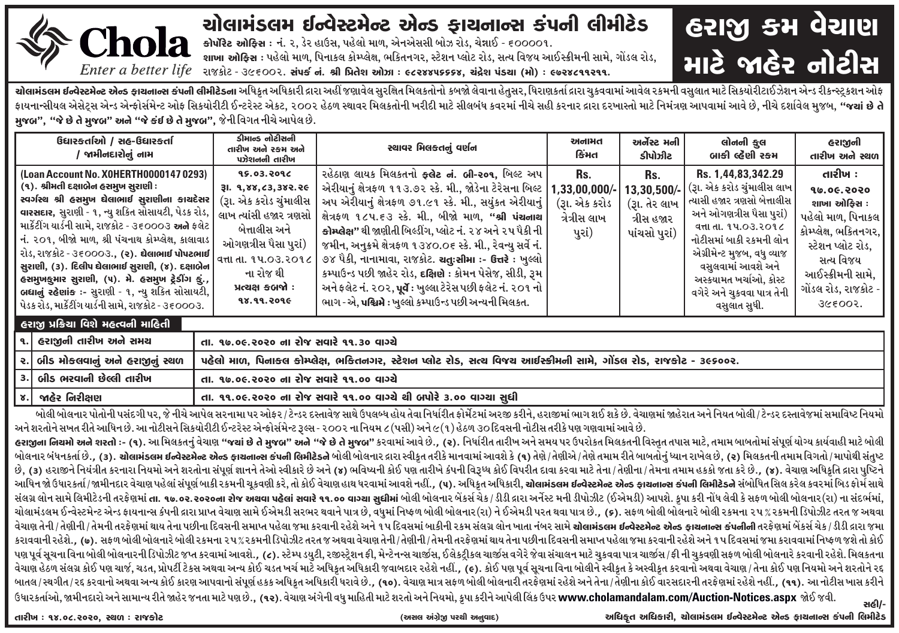# Chola
*Enter a better life*

## ચોલામંડલમ ઈન્વેસ્ટમેન્ટ એન્ડ ફાયનાન્સ કંપની લીમીટેડ

**કોર્પોરેટ ઓફિસ :** નં. ૨, ડેર હાઉસ, પહેલો માળ, એનએસસી બોઝ રોડ, ચેન્નાઈ - ૬૦૦૦૦૧.
**શાખા ઓફિસ :** પહેલો માળ, પિનાકલ કોમ્પ્લેક્ષ, ભકિતનગર, સ્ટેશન પ્લોટ રોડ, સત્ય વિજય આઈસ્ક્રીમની સામે, ગોંડલ રોડ, રાજકોટ - ૩૬૦૦૦૨. **સંપર્ક નં. શ્રી પ્રિતેશ ઓઝા : ૯૮૨૪૪૫૬૬૬૪, ચંદ્રેશ પંડયા (મો) : ૯૭૨૪૮૧૧૨૧૧.**

# હરાજી કમ વેચાણ માટે જાહેર નોટીસ

**ચોલામંડલમ ઈન્વેસ્ટમેન્ટ એન્ડ ફાયનાન્સ કંપની લીમીટેડ**ના અધિકૃત અધિકારી દ્વારા અહીં જણાવેલ સુરક્ષિત મિલકતોનો કબજો લેવાના હેતુસર, ધિરાણકર્તા દ્વારા ચુકવવામાં આવેલ રકમની વસુલાત માટે સિક્યોરીટાઈઝેશન એન્ડ રીકન્સ્ટ્રકશન ઓફ ફાયનાન્સીયલ એસેટ્સ એન્ડ એન્ફોર્સમેન્ટ ઓફ સિક્યોરીટી ઈન્ટરેસ્ટ એક્ટ, ૨૦૦૨ હેઠળ સ્થાવર મિલકતોની ખરીદી માટે સીલબંધ કવરમાં નીચે સહી કરનાર દ્વારા દરખાસ્તો માટે નિમંત્રણ આપવામાં આવે છે, નીચે દર્શાવેલ મુજબ, **"જયાં છે તે મુજબ", "જે છે તે મુજબ" અને "જે કંઈ છે તે મુજબ"**, જેની વિગત નીચે આપેલ છે.

| ઉધારકર્તાઓ / સહ-ઉધારકર્તા / જામીનદારોનું નામ | ડીમાન્ડ નોટીસની તારીખ અને રકમ અને પઝેશનની તારીખ | સ્થાવર મિલકતનું વર્ણન | અનામત કિંમત | અર્નેસ્ટ મની ડીપોઝીટ | લોનની કુલ બાકી લ્હેણી રકમ | હરાજીની તારીખ અને સ્થળ |
|---|---|---|---|---|---|---|
| **(Loan Account No. X0HERTH0000147 0293)** **(૧). શ્રીમતી દક્ષાબેન હસમુખ સુરાણી : સ્વર્ગસ્થ શ્રી હસમુખ ઘેલાભાઈ સુરાણીના કાયદેસર વારસદાર**, સુરાણી - ૧, ન્યુ શકિત સોસાયટી, પેડક રોડ, માર્કેટીંગ યાર્ડની સામે, રાજકોટ - ૩૬૦૦૦૩ **અને** ફલેટ નં. ૨૦૧, બીજો માળ, શ્રી પંચનાથ કોમ્પ્લેક્ષ, કાલાવડ રોડ, રાજકોટ - ૩૬૦૦૦૩., **(૨). ઘેલાભાઈ પોપટભાઈ સુરાણી, (૩). દિલીપ ઘેલાભાઈ સુરાણી, (૪). દક્ષાબેન હસમુખકુમાર સુરાણી, (૫). મે. હસમુખ ટ્રેડીંગ કું., બધાનું રહેણાંક :-** સુરાણી - ૧, ન્યુ શકિત સોસાયટી, પેડક રોડ, માર્કેટીંગ યાર્ડની સામે, રાજકોટ - ૩૬૦૦૦૩. | **૧૬.૦૩.૨૦૧૮ રૂા. ૧,૪૪,૮૩,૩૪૨.૨૯** (રૂા. એક કરોડ ચુંમાલીસ લાખ ત્યાંસી હજાર ત્રણસો બેત્તાલીસ અને ઓગણત્રીસ પૈસા પુરાં) વત્તા તા. ૧૫.૦૩.૨૦૧૮ ના રોજ થી **પ્રત્યક્ષ કબજો : ૧૪.૧૧.૨૦૧૯** | રહેઠાણ લાયક મિલકતનો **ફલેટ નં. બી-૨૦૧**, બિલ્ટ અપ એરીયાનું ક્ષેત્રફળ ૧૧૩.૭૨ સ્કે. મી., જોડેના ટેરેસના બિલ્ટ અપ એરીયાનું ક્ષેત્રફળ ૭૧.૯૧ સ્કે. મી., સયુંકત એરીયાનું ક્ષેત્રફળ ૧૮૫.૬૩ સ્કે. મી., બીજો માળ, **"શ્રી પંચનાથ કોમ્પ્લેક્ષ"** થી જાણીતી બિલ્ડીંગ, પ્લોટ નં. ૨૪ અને ૨૫ પૈકી ની જમીન, અનુક્રમે ક્ષેત્રફળ ૧૩૪૦.૦૬ સ્કે. મી., રેવન્યુ સર્વે નં. ૭૪ પૈકી, નાનામાવા, રાજકોટ. **ચતુ:સીમા :- ઉત્તરે :** ખુલ્લો કમ્પાઉન્ડ પછી જાહેર રોડ, **દક્ષિણે :** કોમન પેસેજ, સીડી, રૂમ અને ફલેટ નં. ૨૦૨, **પૂર્વે :** ખુલ્લા ટેરેસ પછી ફલેટ નં. ૨૦૧ નો ભાગ - એ, **પશ્ચિમે :** ખુલ્લો કમ્પાઉન્ડ પછી અન્યની મિલકત. | **Rs. 1,33,00,000/-** (રૂા. એક કરોડ ત્રેત્રીસ લાખ પુરાં) | **Rs. 13,30,500/-** (રૂા. તેર લાખ ત્રીસ હજાર પાંચસો પુરાં) | **Rs. 1,44,83,342.29** (રૂા. એક કરોડ ચુંમાલીસ લાખ ત્યાસી હજાર ત્રણસો બેત્તાલીસ અને ઓગણત્રીસ પૈસા પુરાં) વત્તા તા. ૧૫.૦૩.૨૦૧૮ નોટીસમાં બાકી રકમની લોન એગ્રીમેન્ટ મુજબ, વધુ વ્યાજ વસુલવામાં આવશે અને અસ્કયામત ખર્ચાઓ, કોસ્ટ વગેરે અને ચુકવવા પાત્ર તેની વસુલાત સુધી. | **તારીખ : ૧૭.૦૯.૨૦૨૦** **શાખા ઓફિસ :** પહેલો માળ, પિનાકલ કોમ્પ્લેક્ષ, ભકિતનગર, સ્ટેશન પ્લોટ રોડ, સત્ય વિજય આઈસ્ક્રીમની સામે, ગોંડલ રોડ, રાજકોટ - ૩૬૦૦૦૨. |

### હરાજી પ્રક્રિયા વિશે મહત્વની માહિતી

| | | |
|---|---|---|
| ૧. | હરાજીની તારીખ અને સમય | તા. ૧૭.૦૯.૨૦૨૦ ના રોજ સવારે ૧૧.૩૦ વાગ્યે |
| ૨. | બીડ મોકલવાનું અને હરાજીનું સ્થળ | પહેલો માળ, પિનાકલ કોમ્પ્લેક્ષ, ભકિતનગર, સ્ટેશન પ્લોટ રોડ, સત્ય વિજય આઈસ્ક્રીમની સામે, ગોંડલ રોડ, રાજકોટ - ૩૬૦૦૦૨. |
| ૩. | બીડ ભરવાની છેલ્લી તારીખ | તા. ૧૭.૦૯.૨૦૨૦ ના રોજ સવારે ૧૧.૦૦ વાગ્યે |
| ૪. | જાહેર નિરીક્ષણ | તા. ૧૧.૦૯.૨૦૨૦ ના રોજ સવારે ૧૧.૦૦ વાગ્યે થી બપોરે ૩.૦૦ વાગ્યા સુધી |

બોલી બોલનાર પોતાની પસંદગી પર, જે નીચે આપેલ સરનામા પર ઓફર / ટેન્ડર દસ્તાવેજ સાથે ઉપલબ્ધ હોય તેવા નિર્ધારીત ફોર્મેટમાં અરજી કરીને, હરાજીમાં ભાગ લઈ શકે છે. વેચાણમાં જાહેરાત અને નિયત બોલી / ટેન્ડર દસ્તાવેજમાં સમાવિષ્ટ નિયમો અને શરતોને સખત રીતે આધિન છે. આ નોટીસને સિક્યોરીટી ઈન્ટરેસ્ટ એન્ફોર્સમેન્ટ રૂલ્સ - ૨૦૦૨ ના નિયમ ૮(૫સી) અને ૯(૧) હેઠળ ૩૦ દિવસની નોટીસ તરીકે પણ ગણવામાં આવે છે.

**હરાજીના નિયમો અને શરતો :-** **(૧).** આ મિલકતનું વેચાણ **"જયાં છે તે મુજબ"** અને **"જે છે તે મુજબ"** કરવામાં આવે છે., **(૨).** નિર્ધારીત તારીખ અને સમય પર ઉપરોકત મિલકતની વિસ્તૃત તપાસ માટે, તમામ બાબતોમાં સંપૂર્ણ યોગ્ય કાર્યવાહી માટે બોલી બોલનાર બંધનકર્તા છે., **(૩). ચોલામંડલમ ઈન્વેસ્ટમેન્ટ એન્ડ ફાયનાન્સ કંપની લિમિટેડ**ને બોલી બોલનાર દ્વારા સ્વીકૃત તરીકે માનવામાં આવશે કે (૧) તેણે / તેણીએ / તેણે તમામ રીતે બાબતોનું ધ્યાન રાખેલ છે, (૨) મિલકતની તમામ વિગતો / માપોથી સંતુષ્ટ છે, (૩) હરાજીને નિયંત્રિત કરનારા નિયમો અને શરતોના સંપૂર્ણ જ્ઞાનને તેઓ સ્વીકારે છે અને (૪) ભવિષ્યની કોઈ પણ તારીખે કંપની વિરુધ્ધ કોઈ વિપરીત દાવા કરવા માટે તેના / તેણીના / તેમના તમામ હકકો જતા કરે છે., **(૪).** વેચાણ અધિકૃત દ્વારા પુષ્ટિને આધિન જો ઉધારકર્તા / જામીનદાર વેચાણ પહેલાં સંપૂર્ણ બાકી રકમની ચૂકવણી કરે, તો કોઈ વેચાણ હાથ ધરવામાં આવશે નહીં., **(૫).** અધિકૃત અધિકારી, **ચોલામંડલમ ઈન્વેસ્ટમેન્ટ એન્ડ ફાયનાન્સ કંપની લિમિટેડ**ને સંબોધિત સિલ કરેલ કવરમાં બિડ ફોર્મ સાથે સંલગ્ન લોન સામે લિમિટેડની તરફેણમાં **તા. ૧૭.૦૨.૨૦૨૦ના રોજ અથવા પહેલાં સવારે ૧૧.૦૦ વાગ્યા સુધીમાં** બોલી બોલનાર બેંકર્સ ચેક / ડીડી દ્વારા અર્નેસ્ટ મની ડીપોઝીટ (ઈએમડી) આપશે. કૃપા કરી નોંધ લેવી કે સફળ બોલી બોલનાર(રા) ના સંદર્ભમાં, ચોલામંડલમ ઈન્વેસ્ટમેન્ટ એન્ડ ફાયનાન્સ કંપની દ્વારા પ્રાપ્ત વેચાણ સામે ઈએમડી સરભર થવાને પાત્ર છે, વધુમાં નિષ્ફળ બોલી બોલનાર(રા) ને ઈએમડી પરત થવા પાત્ર છે., **(૬).** સફળ બોલી બોલનારે બોલી રકમના ૨૫% રકમની ડિપોઝીટ તરત જ અથવા વેચાણ તેની / તેણીની / તેમની તરફેણમાં થાય તેના પછીના દિવસની સમાપ્ત પહેલા જમા કરવાની રહેશે અને ૧૫ દિવસમાં બાકીની રકમ સંલગ્ન લોન ખાતા નંબર સામે **ચોલામંડલમ ઈન્વેસ્ટમેન્ટ એન્ડ ફાયનાન્સ કંપનીની** તરફેણમાં બેંકર્સ ચેક / ડીડી દ્વારા જમા કરાવવાની રહેશે., **(૭).** સફળ બોલી બોલનારને ૨૫% રકમની ડિપોઝીટ તરત જ અથવા વેચાણ તેની / તેણીની / તેમની તરફેણમાં થાય તેના પછીના દિવસની સમાપ્ત પહેલા જમા કરવાની રહેશે અને ૧૫ દિવસમાં જમા કરાવવામાં નિષ્ફળ જશે તો કોઈ પણ પૂર્વ સૂચના વિના બોલી બોલનારની ડિપોઝીટ જપ્ત કરવામાં આવશે., **(૮).** સ્ટેમ્પ ડયુટી, રજીસ્ટ્રેશન ફી, મેન્ટેનન્સ ચાર્જીસ, ઈલેકટ્રીકલ ચાર્જીસ વગેરે જેવા સંચાલન માટે ચુકવવા પાત્ર ચાર્જીસ / ફી ની ચુકવણી સફળ બોલી બોલનારે કરવાની રહેશે. મિલકતના વેચાણ હેઠળ સંલગ્ન કોઈ પણ ચાર્જ, ચડત, પ્રોપર્ટી ટેકસ અથવા અન્ય કોઈ ચડત ખર્ચ માટે અધિકૃત અધિકારી જવાબદાર રહેશે નહીં., **(૯).** કોઈ પણ પૂર્વ સૂચના વિના બોલીને સ્વીકૃત કે અસ્વીકૃત કરવાનો અથવા વેચાણ / તેના કોઈ પણ નિયમો અને શરતોને રદ બાતલ / સ્થગીત / રદ કરવાનો અથવા અન્ય કોઈ કારણ આપવાનો સંપૂર્ણ હકક અધિકૃત અધિકારી ધરાવે છે., **(૧૦).** વેચાણ માત્ર સફળ બોલી બોલનારી તરફેણમાં રહેશે અને તેના / તેણીના કોઈ વારસદારની તરફેણમાં રહેશે નહીં., **(૧૧).** આ નોટીસ ખાસ કરીને ઉધારકર્તાઓ, જામીનદારો અને સામાન્ય રીતે જાહેર જનતા માટે પણ છે., **(૧૨).** વેચાણ અંગેની વધુ માહિતી માટે શરતો અને નિયમો, કૃપા કરીને આપેલી લિંક ઉપર **www.cholamandalam.com/Auction-Notices.aspx** જોઈ જવી.

**સહી/-**

**તારીખ : ૧૪.૦૮.૨૦૨૦, સ્થળ : રાજકોટ** (અસલ અંગ્રેજી પરથી અનુવાદ) **અધિકૃત અધિકારી, ચોલામંડલમ ઈન્વેસ્ટમેન્ટ એન્ડ ફાયનાન્સ કંપની લિમિટેડ**